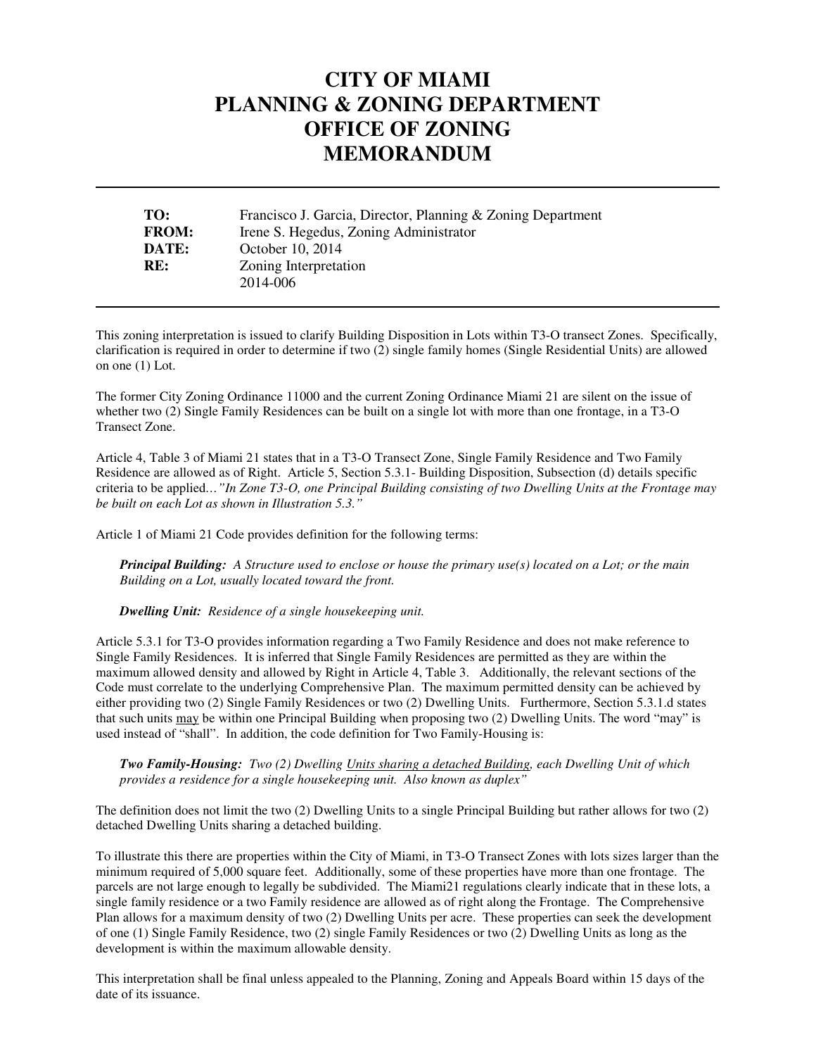# CITY OF MIAMI
# PLANNING & ZONING DEPARTMENT
# OFFICE OF ZONING
# MEMORANDUM

---

| | |
|---|---|
| **TO:** | Francisco J. Garcia, Director, Planning & Zoning Department |
| **FROM:** | Irene S. Hegedus, Zoning Administrator |
| **DATE:** | October 10, 2014 |
| **RE:** | Zoning Interpretation<br>2014-006 |

---

This zoning interpretation is issued to clarify Building Disposition in Lots within T3-O transect Zones. Specifically, clarification is required in order to determine if two (2) single family homes (Single Residential Units) are allowed on one (1) Lot.

The former City Zoning Ordinance 11000 and the current Zoning Ordinance Miami 21 are silent on the issue of whether two (2) Single Family Residences can be built on a single lot with more than one frontage, in a T3-O Transect Zone.

Article 4, Table 3 of Miami 21 states that in a T3-O Transect Zone, Single Family Residence and Two Family Residence are allowed as of Right. Article 5, Section 5.3.1- Building Disposition, Subsection (d) details specific criteria to be applied…*"In Zone T3-O, one Principal Building consisting of two Dwelling Units at the Frontage may be built on each Lot as shown in Illustration 5.3."*

Article 1 of Miami 21 Code provides definition for the following terms:

> ***Principal Building:*** *A Structure used to enclose or house the primary use(s) located on a Lot; or the main Building on a Lot, usually located toward the front.*
>
> ***Dwelling Unit:*** *Residence of a single housekeeping unit.*

Article 5.3.1 for T3-O provides information regarding a Two Family Residence and does not make reference to Single Family Residences. It is inferred that Single Family Residences are permitted as they are within the maximum allowed density and allowed by Right in Article 4, Table 3. Additionally, the relevant sections of the Code must correlate to the underlying Comprehensive Plan. The maximum permitted density can be achieved by either providing two (2) Single Family Residences or two (2) Dwelling Units. Furthermore, Section 5.3.1.d states that such units <u>may</u> be within one Principal Building when proposing two (2) Dwelling Units. The word "may" is used instead of "shall". In addition, the code definition for Two Family-Housing is:

> ***Two Family-Housing:*** *Two (2) Dwelling <u>Units sharing a detached Building</u>, each Dwelling Unit of which provides a residence for a single housekeeping unit. Also known as duplex"*

The definition does not limit the two (2) Dwelling Units to a single Principal Building but rather allows for two (2) detached Dwelling Units sharing a detached building.

To illustrate this there are properties within the City of Miami, in T3-O Transect Zones with lots sizes larger than the minimum required of 5,000 square feet. Additionally, some of these properties have more than one frontage. The parcels are not large enough to legally be subdivided. The Miami21 regulations clearly indicate that in these lots, a single family residence or a two Family residence are allowed as of right along the Frontage. The Comprehensive Plan allows for a maximum density of two (2) Dwelling Units per acre. These properties can seek the development of one (1) Single Family Residence, two (2) single Family Residences or two (2) Dwelling Units as long as the development is within the maximum allowable density.

This interpretation shall be final unless appealed to the Planning, Zoning and Appeals Board within 15 days of the date of its issuance.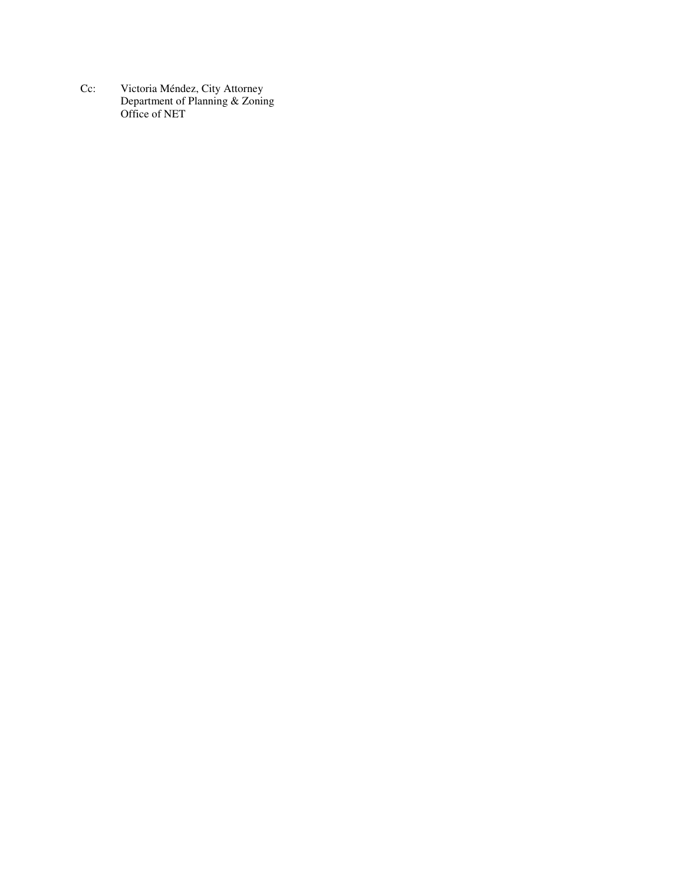Cc: Victoria Méndez, City Attorney
Department of Planning & Zoning
Office of NET